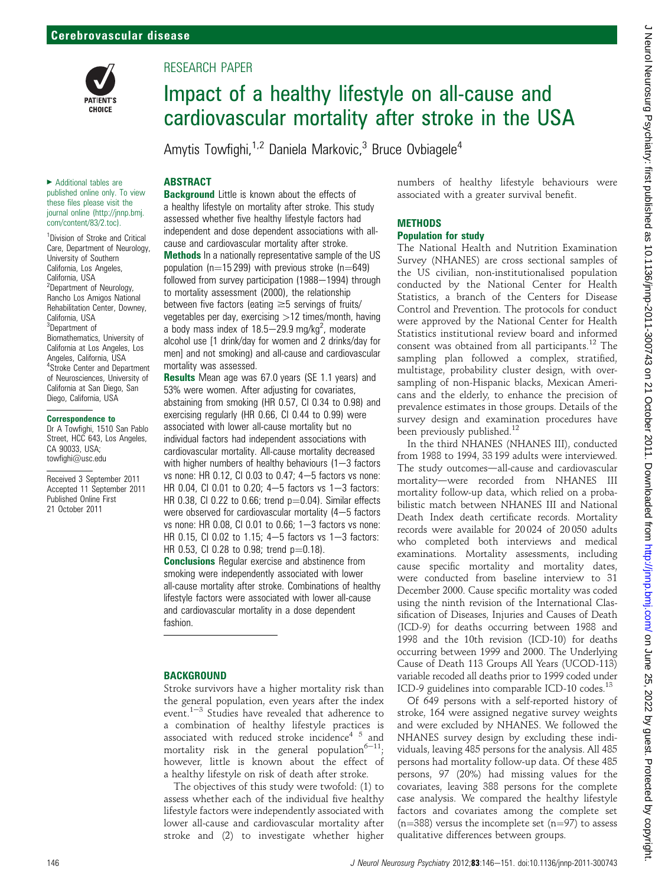# Impact of a healthy lifestyle on all-cause and cardiovascular mortality after stroke in the USA

Amytis Towfighi,[1,2] Daniela Markovic,[3] Bruce Ovbiagele[4]

► Additional tables are published online only. To view these files please visit the journal online (http://jnnp.bmj.com/content/83/2.toc).

[1]Division of Stroke and Critical Care, Department of Neurology, University of Southern California, Los Angeles, California, USA
[2]Department of Neurology, Rancho Los Amigos National Rehabilitation Center, Downey, California, USA
[3]Department of Biomathematics, University of California at Los Angeles, Los Angeles, California, USA
[4]Stroke Center and Department of Neurosciences, University of California at San Diego, San Diego, California, USA

**Correspondence to**
Dr A Towfighi, 1510 San Pablo Street, HCC 643, Los Angeles, CA 90033, USA; towfighi@usc.edu

Received 3 September 2011
Accepted 11 September 2011
Published Online First 21 October 2011

## ABSTRACT

**Background** Little is known about the effects of a healthy lifestyle on mortality after stroke. This study assessed whether five healthy lifestyle factors had independent and dose dependent associations with all-cause and cardiovascular mortality after stroke.

**Methods** In a nationally representative sample of the US population (n=15 299) with previous stroke (n=649) followed from survey participation (1988–1994) through to mortality assessment (2000), the relationship between five factors (eating ≥5 servings of fruits/vegetables per day, exercising >12 times/month, having a body mass index of 18.5–29.9 mg/kg$^2$, moderate alcohol use [1 drink/day for women and 2 drinks/day for men] and not smoking) and all-cause and cardiovascular mortality was assessed.

**Results** Mean age was 67.0 years (SE 1.1 years) and 53% were women. After adjusting for covariates, abstaining from smoking (HR 0.57, CI 0.34 to 0.98) and exercising regularly (HR 0.66, CI 0.44 to 0.99) were associated with lower all-cause mortality but no individual factors had independent associations with cardiovascular mortality. All-cause mortality decreased with higher numbers of healthy behaviours (1–3 factors vs none: HR 0.12, CI 0.03 to 0.47; 4–5 factors vs none: HR 0.04, CI 0.01 to 0.20; 4–5 factors vs 1–3 factors: HR 0.38, CI 0.22 to 0.66; trend p=0.04). Similar effects were observed for cardiovascular mortality (4–5 factors vs none: HR 0.08, CI 0.01 to 0.66; 1–3 factors vs none: HR 0.15, CI 0.02 to 1.15; 4–5 factors vs 1–3 factors: HR 0.53, CI 0.28 to 0.98; trend p=0.18).

**Conclusions** Regular exercise and abstinence from smoking were independently associated with lower all-cause mortality after stroke. Combinations of healthy lifestyle factors were associated with lower all-cause and cardiovascular mortality in a dose dependent fashion.

## BACKGROUND

Stroke survivors have a higher mortality risk than the general population, even years after the index event.[1–3] Studies have revealed that adherence to a combination of healthy lifestyle practices is associated with reduced stroke incidence[4 5] and mortality risk in the general population[6–11]; however, little is known about the effect of a healthy lifestyle on risk of death after stroke.

The objectives of this study were twofold: (1) to assess whether each of the individual five healthy lifestyle factors were independently associated with lower all-cause and cardiovascular mortality after stroke and (2) to investigate whether higher numbers of healthy lifestyle behaviours were associated with a greater survival benefit.

## METHODS

### Population for study

The National Health and Nutrition Examination Survey (NHANES) are cross sectional samples of the US civilian, non-institutionalised population conducted by the National Center for Health Statistics, a branch of the Centers for Disease Control and Prevention. The protocols for conduct were approved by the National Center for Health Statistics institutional review board and informed consent was obtained from all participants.[12] The sampling plan followed a complex, stratified, multistage, probability cluster design, with oversampling of non-Hispanic blacks, Mexican Americans and the elderly, to enhance the precision of prevalence estimates in those groups. Details of the survey design and examination procedures have been previously published.[12]

In the third NHANES (NHANES III), conducted from 1988 to 1994, 33 199 adults were interviewed. The study outcomes—all-cause and cardiovascular mortality—were recorded from NHANES III mortality follow-up data, which relied on a probabilistic match between NHANES III and National Death Index death certificate records. Mortality records were available for 20 024 of 20 050 adults who completed both interviews and medical examinations. Mortality assessments, including cause specific mortality and mortality dates, were conducted from baseline interview to 31 December 2000. Cause specific mortality was coded using the ninth revision of the International Classification of Diseases, Injuries and Causes of Death (ICD-9) for deaths occurring between 1988 and 1998 and the 10th revision (ICD-10) for deaths occurring between 1999 and 2000. The Underlying Cause of Death 113 Groups All Years (UCOD-113) variable recoded all deaths prior to 1999 coded under ICD-9 guidelines into comparable ICD-10 codes.[13]

Of 649 persons with a self-reported history of stroke, 164 were assigned negative survey weights and were excluded by NHANES. We followed the NHANES survey design by excluding these individuals, leaving 485 persons for the analysis. All 485 persons had mortality follow-up data. Of these 485 persons, 97 (20%) had missing values for the covariates, leaving 388 persons for the complete case analysis. We compared the healthy lifestyle factors and covariates among the complete set (n=388) versus the incomplete set (n=97) to assess qualitative differences between groups.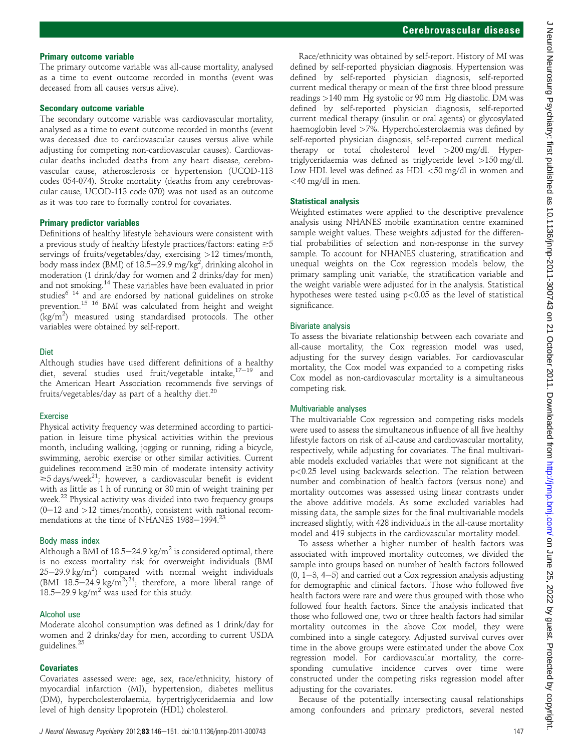### Primary outcome variable

The primary outcome variable was all-cause mortality, analysed as a time to event outcome recorded in months (event was deceased from all causes versus alive).

### Secondary outcome variable

The secondary outcome variable was cardiovascular mortality, analysed as a time to event outcome recorded in months (event was deceased due to cardiovascular causes versus alive while adjusting for competing non-cardiovascular causes). Cardiovascular deaths included deaths from any heart disease, cerebrovascular cause, atherosclerosis or hypertension (UCOD-113 codes 054-074). Stroke mortality (deaths from any cerebrovascular cause, UCOD-113 code 070) was not used as an outcome as it was too rare to formally control for covariates.

### Primary predictor variables

Definitions of healthy lifestyle behaviours were consistent with a previous study of healthy lifestyle practices/factors: eating ≥5 servings of fruits/vegetables/day, exercising >12 times/month, body mass index (BMI) of 18.5–29.9 mg/kg$^2$, drinking alcohol in moderation (1 drink/day for women and 2 drinks/day for men) and not smoking.[14] These variables have been evaluated in prior studies[6 14] and are endorsed by national guidelines on stroke prevention.[15 16] BMI was calculated from height and weight (kg/m$^2$) measured using standardised protocols. The other variables were obtained by self-report.

#### Diet

Although studies have used different definitions of a healthy diet, several studies used fruit/vegetable intake,[17–19] and the American Heart Association recommends five servings of fruits/vegetables/day as part of a healthy diet.[20]

#### Exercise

Physical activity frequency was determined according to participation in leisure time physical activities within the previous month, including walking, jogging or running, riding a bicycle, swimming, aerobic exercise or other similar activities. Current guidelines recommend ≥30 min of moderate intensity activity ≥5 days/week[21]; however, a cardiovascular benefit is evident with as little as 1 h of running or 30 min of weight training per week.[22] Physical activity was divided into two frequency groups (0–12 and >12 times/month), consistent with national recommendations at the time of NHANES 1988–1994.[23]

#### Body mass index

Although a BMI of 18.5–24.9 kg/m$^2$ is considered optimal, there is no excess mortality risk for overweight individuals (BMI 25–29.9 kg/m$^2$) compared with normal weight individuals (BMI 18.5–24.9 kg/m$^2$)[24]; therefore, a more liberal range of 18.5–29.9 kg/m$^2$ was used for this study.

#### Alcohol use

Moderate alcohol consumption was defined as 1 drink/day for women and 2 drinks/day for men, according to current USDA guidelines.[25]

### Covariates

Covariates assessed were: age, sex, race/ethnicity, history of myocardial infarction (MI), hypertension, diabetes mellitus (DM), hypercholesterolaemia, hypertriglyceridaemia and low level of high density lipoprotein (HDL) cholesterol.

Race/ethnicity was obtained by self-report. History of MI was defined by self-reported physician diagnosis. Hypertension was defined by self-reported physician diagnosis, self-reported current medical therapy or mean of the first three blood pressure readings >140 mm Hg systolic or 90 mm Hg diastolic. DM was defined by self-reported physician diagnosis, self-reported current medical therapy (insulin or oral agents) or glycosylated haemoglobin level >7%. Hypercholesterolaemia was defined by self-reported physician diagnosis, self-reported current medical therapy or total cholesterol level >200 mg/dl. Hypertriglyceridaemia was defined as triglyceride level >150 mg/dl. Low HDL level was defined as HDL <50 mg/dl in women and <40 mg/dl in men.

### Statistical analysis

Weighted estimates were applied to the descriptive prevalence analysis using NHANES mobile examination centre examined sample weight values. These weights adjusted for the differential probabilities of selection and non-response in the survey sample. To account for NHANES clustering, stratification and unequal weights on the Cox regression models below, the primary sampling unit variable, the stratification variable and the weight variable were adjusted for in the analysis. Statistical hypotheses were tested using $p<0.05$ as the level of statistical significance.

#### Bivariate analysis

To assess the bivariate relationship between each covariate and all-cause mortality, the Cox regression model was used, adjusting for the survey design variables. For cardiovascular mortality, the Cox model was expanded to a competing risks Cox model as non-cardiovascular mortality is a simultaneous competing risk.

#### Multivariable analyses

The multivariable Cox regression and competing risks models were used to assess the simultaneous influence of all five healthy lifestyle factors on risk of all-cause and cardiovascular mortality, respectively, while adjusting for covariates. The final multivariable models excluded variables that were not significant at the $p<0.25$ level using backwards selection. The relation between number and combination of health factors (versus none) and mortality outcomes was assessed using linear contrasts under the above additive models. As some excluded variables had missing data, the sample sizes for the final multivariable models increased slightly, with 428 individuals in the all-cause mortality model and 419 subjects in the cardiovascular mortality model.

To assess whether a higher number of health factors was associated with improved mortality outcomes, we divided the sample into groups based on number of health factors followed (0, 1–3, 4–5) and carried out a Cox regression analysis adjusting for demographic and clinical factors. Those who followed five health factors were rare and were thus grouped with those who followed four health factors. Since the analysis indicated that those who followed one, two or three health factors had similar mortality outcomes in the above Cox model, they were combined into a single category. Adjusted survival curves over time in the above groups were estimated under the above Cox regression model. For cardiovascular mortality, the corresponding cumulative incidence curves over time were constructed under the competing risks regression model after adjusting for the covariates.

Because of the potentially intersecting causal relationships among confounders and primary predictors, several nested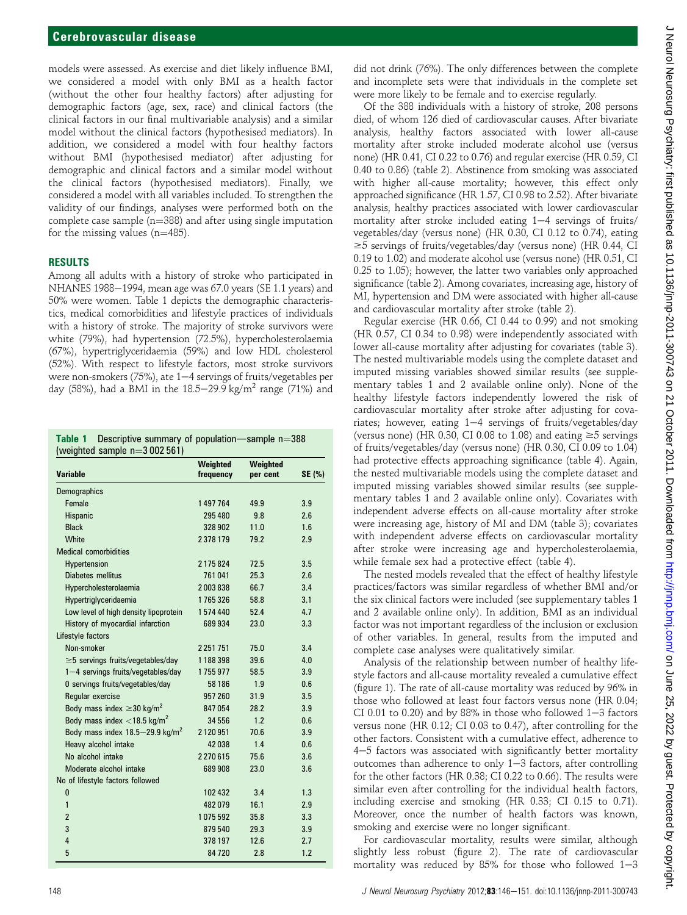models were assessed. As exercise and diet likely influence BMI, we considered a model with only BMI as a health factor (without the other four healthy factors) after adjusting for demographic factors (age, sex, race) and clinical factors (the clinical factors in our final multivariable analysis) and a similar model without the clinical factors (hypothesised mediators). In addition, we considered a model with four healthy factors without BMI (hypothesised mediator) after adjusting for demographic and clinical factors and a similar model without the clinical factors (hypothesised mediators). Finally, we considered a model with all variables included. To strengthen the validity of our findings, analyses were performed both on the complete case sample (n=388) and after using single imputation for the missing values (n=485).

## RESULTS

Among all adults with a history of stroke who participated in NHANES 1988−1994, mean age was 67.0 years (SE 1.1 years) and 50% were women. Table 1 depicts the demographic characteristics, medical comorbidities and lifestyle practices of individuals with a history of stroke. The majority of stroke survivors were white (79%), had hypertension (72.5%), hypercholesterolaemia (67%), hypertriglyceridaemia (59%) and low HDL cholesterol (52%). With respect to lifestyle factors, most stroke survivors were non-smokers (75%), ate 1−4 servings of fruits/vegetables per day (58%), had a BMI in the 18.5−29.9 kg/m² range (71%) and did not drink (76%). The only differences between the complete and incomplete sets were that individuals in the complete set were more likely to be female and to exercise regularly.

**Table 1** Descriptive summary of population—sample n=388 (weighted sample n=3 002 561)

| Variable | Weighted frequency | Weighted per cent | SE (%) |
|---|---|---|---|
| Demographics | | | |
| Female | 1 497 764 | 49.9 | 3.9 |
| Hispanic | 295 480 | 9.8 | 2.6 |
| Black | 328 902 | 11.0 | 1.6 |
| White | 2 378 179 | 79.2 | 2.9 |
| Medical comorbidities | | | |
| Hypertension | 2 175 824 | 72.5 | 3.5 |
| Diabetes mellitus | 761 041 | 25.3 | 2.6 |
| Hypercholesterolaemia | 2 003 838 | 66.7 | 3.4 |
| Hypertriglyceridaemia | 1 765 326 | 58.8 | 3.1 |
| Low level of high density lipoprotein | 1 574 440 | 52.4 | 4.7 |
| History of myocardial infarction | 689 934 | 23.0 | 3.3 |
| Lifestyle factors | | | |
| Non-smoker | 2 251 751 | 75.0 | 3.4 |
| ≥5 servings fruits/vegetables/day | 1 188 398 | 39.6 | 4.0 |
| 1−4 servings fruits/vegetables/day | 1 755 977 | 58.5 | 3.9 |
| 0 servings fruits/vegetables/day | 58 186 | 1.9 | 0.6 |
| Regular exercise | 957 260 | 31.9 | 3.5 |
| Body mass index ≥30 kg/m² | 847 054 | 28.2 | 3.9 |
| Body mass index <18.5 kg/m² | 34 556 | 1.2 | 0.6 |
| Body mass index 18.5−29.9 kg/m² | 2 120 951 | 70.6 | 3.9 |
| Heavy alcohol intake | 42 038 | 1.4 | 0.6 |
| No alcohol intake | 2 270 615 | 75.6 | 3.6 |
| Moderate alcohol intake | 689 908 | 23.0 | 3.6 |
| No of lifestyle factors followed | | | |
| 0 | 102 432 | 3.4 | 1.3 |
| 1 | 482 079 | 16.1 | 2.9 |
| 2 | 1 075 592 | 35.8 | 3.3 |
| 3 | 879 540 | 29.3 | 3.9 |
| 4 | 378 197 | 12.6 | 2.7 |
| 5 | 84 720 | 2.8 | 1.2 |

Of the 388 individuals with a history of stroke, 208 persons died, of whom 126 died of cardiovascular causes. After bivariate analysis, healthy factors associated with lower all-cause mortality after stroke included moderate alcohol use (versus none) (HR 0.41, CI 0.22 to 0.76) and regular exercise (HR 0.59, CI 0.40 to 0.86) (table 2). Abstinence from smoking was associated with higher all-cause mortality; however, this effect only approached significance (HR 1.57, CI 0.98 to 2.52). After bivariate analysis, healthy practices associated with lower cardiovascular mortality after stroke included eating 1−4 servings of fruits/vegetables/day (versus none) (HR 0.30, CI 0.12 to 0.74), eating ≥5 servings of fruits/vegetables/day (versus none) (HR 0.44, CI 0.19 to 1.02) and moderate alcohol use (versus none) (HR 0.51, CI 0.25 to 1.05); however, the latter two variables only approached significance (table 2). Among covariates, increasing age, history of MI, hypertension and DM were associated with higher all-cause and cardiovascular mortality after stroke (table 2).

Regular exercise (HR 0.66, CI 0.44 to 0.99) and not smoking (HR 0.57, CI 0.34 to 0.98) were independently associated with lower all-cause mortality after adjusting for covariates (table 3). The nested multivariable models using the complete dataset and imputed missing variables showed similar results (see supplementary tables 1 and 2 available online only). None of the healthy lifestyle factors independently lowered the risk of cardiovascular mortality after stroke after adjusting for covariates; however, eating 1−4 servings of fruits/vegetables/day (versus none) (HR 0.30, CI 0.08 to 1.08) and eating ≥5 servings of fruits/vegetables/day (versus none) (HR 0.30, CI 0.09 to 1.04) had protective effects approaching significance (table 4). Again, the nested multivariable models using the complete dataset and imputed missing variables showed similar results (see supplementary tables 1 and 2 available online only). Covariates with independent adverse effects on all-cause mortality after stroke were increasing age, history of MI and DM (table 3); covariates with independent adverse effects on cardiovascular mortality after stroke were increasing age and hypercholesterolaemia, while female sex had a protective effect (table 4).

The nested models revealed that the effect of healthy lifestyle practices/factors was similar regardless of whether BMI and/or the six clinical factors were included (see supplementary tables 1 and 2 available online only). In addition, BMI as an individual factor was not important regardless of the inclusion or exclusion of other variables. In general, results from the imputed and complete case analyses were qualitatively similar.

Analysis of the relationship between number of healthy lifestyle factors and all-cause mortality revealed a cumulative effect (figure 1). The rate of all-cause mortality was reduced by 96% in those who followed at least four factors versus none (HR 0.04; CI 0.01 to 0.20) and by 88% in those who followed 1−3 factors versus none (HR 0.12; CI 0.03 to 0.47), after controlling for the other factors. Consistent with a cumulative effect, adherence to 4−5 factors was associated with significantly better mortality outcomes than adherence to only 1−3 factors, after controlling for the other factors (HR 0.38; CI 0.22 to 0.66). The results were similar even after controlling for the individual health factors, including exercise and smoking (HR 0.33; CI 0.15 to 0.71). Moreover, once the number of health factors was known, smoking and exercise were no longer significant.

For cardiovascular mortality, results were similar, although slightly less robust (figure 2). The rate of cardiovascular mortality was reduced by 85% for those who followed 1−3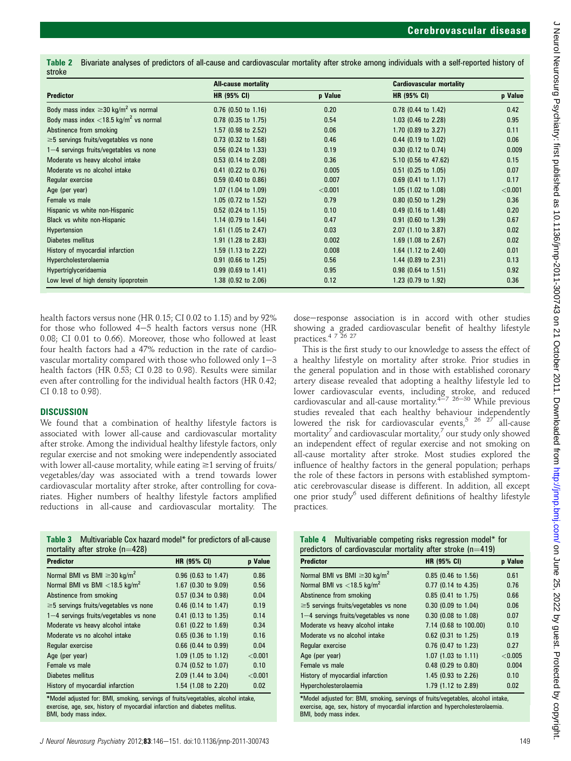**Table 2** Bivariate analyses of predictors of all-cause and cardiovascular mortality after stroke among individuals with a self-reported history of stroke

| Predictor | All-cause mortality | | Cardiovascular mortality | |
|---|---|---|---|---|
| | HR (95% CI) | p Value | HR (95% CI) | p Value |
| Body mass index ≥30 kg/m² vs normal | 0.76 (0.50 to 1.16) | 0.20 | 0.78 (0.44 to 1.42) | 0.42 |
| Body mass index <18.5 kg/m² vs normal | 0.78 (0.35 to 1.75) | 0.54 | 1.03 (0.46 to 2.28) | 0.95 |
| Abstinence from smoking | 1.57 (0.98 to 2.52) | 0.06 | 1.70 (0.89 to 3.27) | 0.11 |
| ≥5 servings fruits/vegetables vs none | 0.73 (0.32 to 1.68) | 0.46 | 0.44 (0.19 to 1.02) | 0.06 |
| 1–4 servings fruits/vegetables vs none | 0.56 (0.24 to 1.33) | 0.19 | 0.30 (0.12 to 0.74) | 0.009 |
| Moderate vs heavy alcohol intake | 0.53 (0.14 to 2.08) | 0.36 | 5.10 (0.56 to 47.62) | 0.15 |
| Moderate vs no alcohol intake | 0.41 (0.22 to 0.76) | 0.005 | 0.51 (0.25 to 1.05) | 0.07 |
| Regular exercise | 0.59 (0.40 to 0.86) | 0.007 | 0.69 (0.41 to 1.17) | 0.17 |
| Age (per year) | 1.07 (1.04 to 1.09) | <0.001 | 1.05 (1.02 to 1.08) | <0.001 |
| Female vs male | 1.05 (0.72 to 1.52) | 0.79 | 0.80 (0.50 to 1.29) | 0.36 |
| Hispanic vs white non-Hispanic | 0.52 (0.24 to 1.15) | 0.10 | 0.49 (0.16 to 1.48) | 0.20 |
| Black vs white non-Hispanic | 1.14 (0.79 to 1.64) | 0.47 | 0.91 (0.60 to 1.39) | 0.67 |
| Hypertension | 1.61 (1.05 to 2.47) | 0.03 | 2.07 (1.10 to 3.87) | 0.02 |
| Diabetes mellitus | 1.91 (1.28 to 2.83) | 0.002 | 1.69 (1.08 to 2.67) | 0.02 |
| History of myocardial infarction | 1.59 (1.13 to 2.22) | 0.008 | 1.64 (1.12 to 2.40) | 0.01 |
| Hypercholesterolaemia | 0.91 (0.66 to 1.25) | 0.56 | 1.44 (0.89 to 2.31) | 0.13 |
| Hypertriglyceridaemia | 0.99 (0.69 to 1.41) | 0.95 | 0.98 (0.64 to 1.51) | 0.92 |
| Low level of high density lipoprotein | 1.38 (0.92 to 2.06) | 0.12 | 1.23 (0.79 to 1.92) | 0.36 |

health factors versus none (HR 0.15; CI 0.02 to 1.15) and by 92% for those who followed 4–5 health factors versus none (HR 0.08; CI 0.01 to 0.66). Moreover, those who followed at least four health factors had a 47% reduction in the rate of cardiovascular mortality compared with those who followed only 1–3 health factors (HR 0.53; CI 0.28 to 0.98). Results were similar even after controlling for the individual health factors (HR 0.42; CI 0.18 to 0.98).

## DISCUSSION

We found that a combination of healthy lifestyle factors is associated with lower all-cause and cardiovascular mortality after stroke. Among the individual healthy lifestyle factors, only regular exercise and not smoking were independently associated with lower all-cause mortality, while eating ≥1 serving of fruits/vegetables/day was associated with a trend towards lower cardiovascular mortality after stroke, after controlling for covariates. Higher numbers of healthy lifestyle factors amplified reductions in all-cause and cardiovascular mortality. The dose–response association is in accord with other studies showing a graded cardiovascular benefit of healthy lifestyle practices.[4 7 26 27]

This is the first study to our knowledge to assess the effect of a healthy lifestyle on mortality after stroke. Prior studies in the general population and in those with established coronary artery disease revealed that adopting a healthy lifestyle led to lower cardiovascular events, including stroke, and reduced cardiovascular and all-cause mortality.[4–7 26–30] While previous studies revealed that each healthy behaviour independently lowered the risk for cardiovascular events,[5 26 27] all-cause mortality[7] and cardiovascular mortality,[7] our study only showed an independent effect of regular exercise and not smoking on all-cause mortality after stroke. Most studies explored the influence of healthy factors in the general population; perhaps the role of these factors in persons with established symptomatic cerebrovascular disease is different. In addition, all except one prior study[6] used different definitions of healthy lifestyle practices.

**Table 3** Multivariable Cox hazard model* for predictors of all-cause mortality after stroke (n=428)

| Predictor | HR (95% CI) | p Value |
|---|---|---|
| Normal BMI vs BMI ≥30 kg/m² | 0.96 (0.63 to 1.47) | 0.86 |
| Normal BMI vs BMI <18.5 kg/m² | 1.67 (0.30 to 9.09) | 0.56 |
| Abstinence from smoking | 0.57 (0.34 to 0.98) | 0.04 |
| ≥5 servings fruits/vegetables vs none | 0.46 (0.14 to 1.47) | 0.19 |
| 1–4 servings fruits/vegetables vs none | 0.41 (0.13 to 1.35) | 0.14 |
| Moderate vs heavy alcohol intake | 0.61 (0.22 to 1.69) | 0.34 |
| Moderate vs no alcohol intake | 0.65 (0.36 to 1.19) | 0.16 |
| Regular exercise | 0.66 (0.44 to 0.99) | 0.04 |
| Age (per year) | 1.09 (1.05 to 1.12) | <0.001 |
| Female vs male | 0.74 (0.52 to 1.07) | 0.10 |
| Diabetes mellitus | 2.09 (1.44 to 3.04) | <0.001 |
| History of myocardial infarction | 1.54 (1.08 to 2.20) | 0.02 |

*Model adjusted for: BMI, smoking, servings of fruits/vegetables, alcohol intake, exercise, age, sex, history of myocardial infarction and diabetes mellitus.
BMI, body mass index.

**Table 4** Multivariable competing risks regression model* for predictors of cardiovascular mortality after stroke (n=419)

| Predictor | HR (95% CI) | p Value |
|---|---|---|
| Normal BMI vs BMI ≥30 kg/m² | 0.85 (0.46 to 1.56) | 0.61 |
| Normal BMI vs <18.5 kg/m² | 0.77 (0.14 to 4.35) | 0.76 |
| Abstinence from smoking | 0.85 (0.41 to 1.75) | 0.66 |
| ≥5 servings fruits/vegetables vs none | 0.30 (0.09 to 1.04) | 0.06 |
| 1–4 servings fruits/vegetables vs none | 0.30 (0.08 to 1.08) | 0.07 |
| Moderate vs heavy alcohol intake | 7.14 (0.68 to 100.00) | 0.10 |
| Moderate vs no alcohol intake | 0.62 (0.31 to 1.25) | 0.19 |
| Regular exercise | 0.76 (0.47 to 1.23) | 0.27 |
| Age (per year) | 1.07 (1.03 to 1.11) | <0.005 |
| Female vs male | 0.48 (0.29 to 0.80) | 0.004 |
| History of myocardial infarction | 1.45 (0.93 to 2.26) | 0.10 |
| Hypercholesterolaemia | 1.79 (1.12 to 2.89) | 0.02 |

*Model adjusted for: BMI, smoking, servings of fruits/vegetables, alcohol intake, exercise, age, sex, history of myocardial infarction and hypercholesterolaemia.
BMI, body mass index.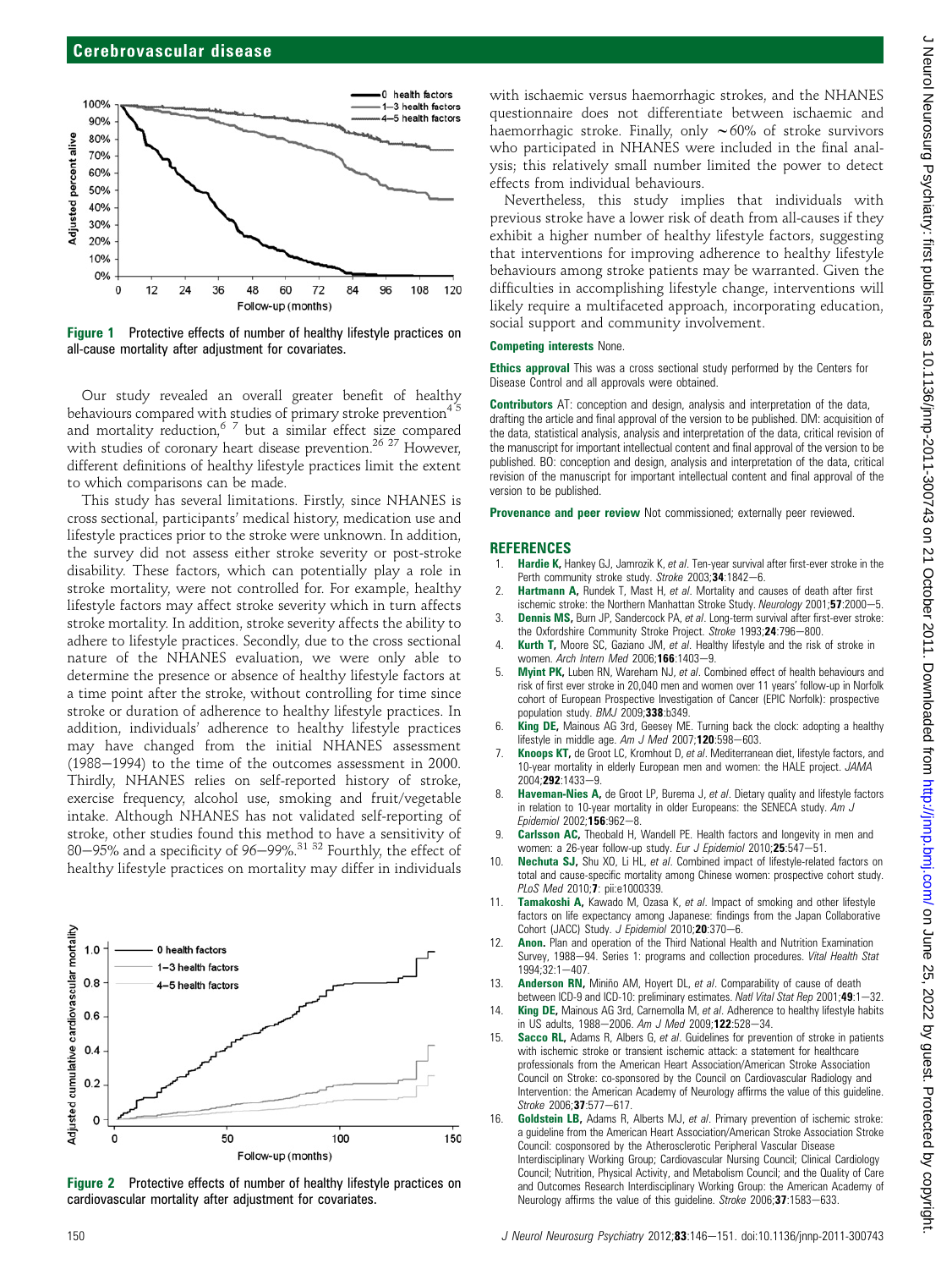Figure 1 Protective effects of number of healthy lifestyle practices on all-cause mortality after adjustment for covariates.

Our study revealed an overall greater benefit of healthy behaviours compared with studies of primary stroke prevention[4 5] and mortality reduction,[6 7] but a similar effect size compared with studies of coronary heart disease prevention.[26 27] However, different definitions of healthy lifestyle practices limit the extent to which comparisons can be made.

This study has several limitations. Firstly, since NHANES is cross sectional, participants' medical history, medication use and lifestyle practices prior to the stroke were unknown. In addition, the survey did not assess either stroke severity or post-stroke disability. These factors, which can potentially play a role in stroke mortality, were not controlled for. For example, healthy lifestyle factors may affect stroke severity which in turn affects stroke mortality. In addition, stroke severity affects the ability to adhere to lifestyle practices. Secondly, due to the cross sectional nature of the NHANES evaluation, we were only able to determine the presence or absence of healthy lifestyle factors at a time point after the stroke, without controlling for time since stroke or duration of adherence to healthy lifestyle practices. In addition, individuals' adherence to healthy lifestyle practices may have changed from the initial NHANES assessment (1988–1994) to the time of the outcomes assessment in 2000. Thirdly, NHANES relies on self-reported history of stroke, exercise frequency, alcohol use, smoking and fruit/vegetable intake. Although NHANES has not validated self-reporting of stroke, other studies found this method to have a sensitivity of 80–95% and a specificity of 96–99%.[31 32] Fourthly, the effect of healthy lifestyle practices on mortality may differ in individuals with ischaemic versus haemorrhagic strokes, and the NHANES questionnaire does not differentiate between ischaemic and haemorrhagic stroke. Finally, only ~60% of stroke survivors who participated in NHANES were included in the final analysis; this relatively small number limited the power to detect effects from individual behaviours.

Figure 2 Protective effects of number of healthy lifestyle practices on cardiovascular mortality after adjustment for covariates.

Nevertheless, this study implies that individuals with previous stroke have a lower risk of death from all-causes if they exhibit a higher number of healthy lifestyle factors, suggesting that interventions for improving adherence to healthy lifestyle behaviours among stroke patients may be warranted. Given the difficulties in accomplishing lifestyle change, interventions will likely require a multifaceted approach, incorporating education, social support and community involvement.

**Competing interests** None.

**Ethics approval** This was a cross sectional study performed by the Centers for Disease Control and all approvals were obtained.

**Contributors** AT: conception and design, analysis and interpretation of the data, drafting the article and final approval of the version to be published. DM: acquisition of the data, statistical analysis, analysis and interpretation of the data, critical revision of the manuscript for important intellectual content and final approval of the version to be published. BO: conception and design, analysis and interpretation of the data, critical revision of the manuscript for important intellectual content and final approval of the version to be published.

**Provenance and peer review** Not commissioned; externally peer reviewed.

## REFERENCES

1. **Hardie K,** Hankey GJ, Jamrozik K, *et al*. Ten-year survival after first-ever stroke in the Perth community stroke study. *Stroke* 2003;**34**:1842–6.
2. **Hartmann A,** Rundek T, Mast H, *et al*. Mortality and causes of death after first ischemic stroke: the Northern Manhattan Stroke Study. *Neurology* 2001;**57**:2000–5.
3. **Dennis MS,** Burn JP, Sandercock PA, *et al*. Long-term survival after first-ever stroke: the Oxfordshire Community Stroke Project. *Stroke* 1993;**24**:796–800.
4. **Kurth T,** Moore SC, Gaziano JM, *et al*. Healthy lifestyle and the risk of stroke in women. *Arch Intern Med* 2006;**166**:1403–9.
5. **Myint PK,** Luben RN, Wareham NJ, *et al*. Combined effect of health behaviours and risk of first ever stroke in 20,040 men and women over 11 years' follow-up in Norfolk cohort of European Prospective Investigation of Cancer (EPIC Norfolk): prospective population study. *BMJ* 2009;**338**:b349.
6. **King DE,** Mainous AG 3rd, Geesey ME. Turning back the clock: adopting a healthy lifestyle in middle age. *Am J Med* 2007;**120**:598–603.
7. **Knoops KT,** de Groot LC, Kromhout D, *et al*. Mediterranean diet, lifestyle factors, and 10-year mortality in elderly European men and women: the HALE project. *JAMA* 2004;**292**:1433–9.
8. **Haveman-Nies A,** de Groot LP, Burema J, *et al*. Dietary quality and lifestyle factors in relation to 10-year mortality in older Europeans: the SENECA study. *Am J Epidemiol* 2002;**156**:962–8.
9. **Carlsson AC,** Theobald H, Wandell PE. Health factors and longevity in men and women: a 26-year follow-up study. *Eur J Epidemiol* 2010;**25**:547–51.
10. **Nechuta SJ,** Shu XO, Li HL, *et al*. Combined impact of lifestyle-related factors on total and cause-specific mortality among Chinese women: prospective cohort study. *PLoS Med* 2010;**7**: pii:e1000339.
11. **Tamakoshi A,** Kawado M, Ozasa K, *et al*. Impact of smoking and other lifestyle factors on life expectancy among Japanese: findings from the Japan Collaborative Cohort (JACC) Study. *J Epidemiol* 2010;**20**:370–6.
12. **Anon.** Plan and operation of the Third National Health and Nutrition Examination Survey, 1988–94. Series 1: programs and collection procedures. *Vital Health Stat* 1994;32:1–407.
13. **Anderson RN,** Miniño AM, Hoyert DL, *et al*. Comparability of cause of death between ICD-9 and ICD-10: preliminary estimates. *Natl Vital Stat Rep* 2001;**49**:1–32.
14. **King DE,** Mainous AG 3rd, Carnemolla M, *et al*. Adherence to healthy lifestyle habits in US adults, 1988–2006. *Am J Med* 2009;**122**:528–34.
15. **Sacco RL,** Adams R, Albers G, *et al*. Guidelines for prevention of stroke in patients with ischemic stroke or transient ischemic attack: a statement for healthcare professionals from the American Heart Association/American Stroke Association Council on Stroke: co-sponsored by the Council on Cardiovascular Radiology and Intervention: the American Academy of Neurology affirms the value of this guideline. *Stroke* 2006;**37**:577–617.
16. **Goldstein LB,** Adams R, Alberts MJ, *et al*. Primary prevention of ischemic stroke: a guideline from the American Heart Association/American Stroke Association Stroke Council: cosponsored by the Atherosclerotic Peripheral Vascular Disease Interdisciplinary Working Group; Cardiovascular Nursing Council; Clinical Cardiology Council; Nutrition, Physical Activity, and Metabolism Council; and the Quality of Care and Outcomes Research Interdisciplinary Working Group: the American Academy of Neurology affirms the value of this guideline. *Stroke* 2006;**37**:1583–633.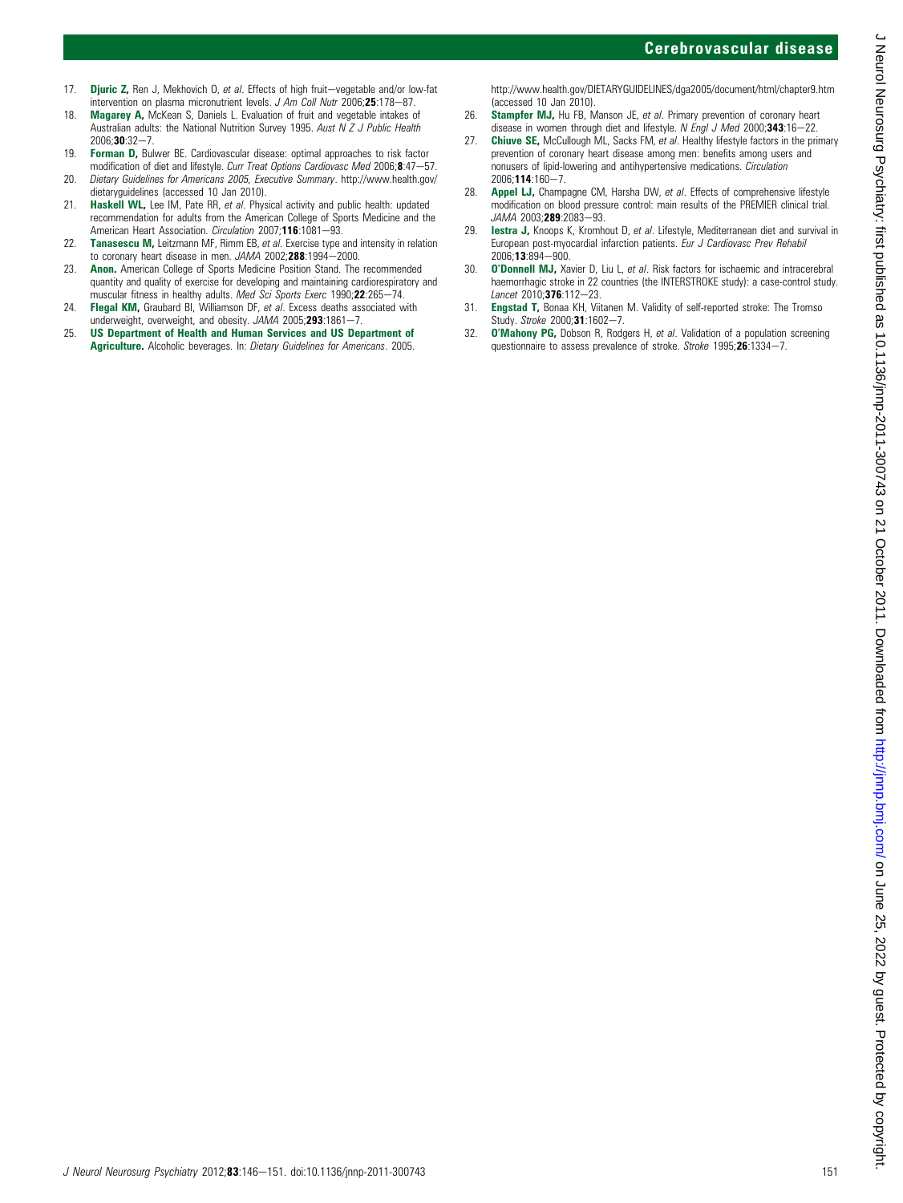17. **Djuric Z,** Ren J, Mekhovich O, *et al*. Effects of high fruit—vegetable and/or low-fat intervention on plasma micronutrient levels. *J Am Coll Nutr* 2006;**25**:178—87.
18. **Magarey A,** McKean S, Daniels L. Evaluation of fruit and vegetable intakes of Australian adults: the National Nutrition Survey 1995. *Aust N Z J Public Health* 2006;**30**:32—7.
19. **Forman D,** Bulwer BE. Cardiovascular disease: optimal approaches to risk factor modification of diet and lifestyle. *Curr Treat Options Cardiovasc Med* 2006;**8**:47—57.
20. *Dietary Guidelines for Americans 2005, Executive Summary*. http://www.health.gov/dietaryguidelines (accessed 10 Jan 2010).
21. **Haskell WL,** Lee IM, Pate RR, *et al*. Physical activity and public health: updated recommendation for adults from the American College of Sports Medicine and the American Heart Association. *Circulation* 2007;**116**:1081—93.
22. **Tanasescu M,** Leitzmann MF, Rimm EB, *et al*. Exercise type and intensity in relation to coronary heart disease in men. *JAMA* 2002;**288**:1994—2000.
23. **Anon.** American College of Sports Medicine Position Stand. The recommended quantity and quality of exercise for developing and maintaining cardiorespiratory and muscular fitness in healthy adults. *Med Sci Sports Exerc* 1990;**22**:265—74.
24. **Flegal KM,** Graubard BI, Williamson DF, *et al*. Excess deaths associated with underweight, overweight, and obesity. *JAMA* 2005;**293**:1861—7.
25. **US Department of Health and Human Services and US Department of Agriculture.** Alcoholic beverages. In: *Dietary Guidelines for Americans*. 2005. http://www.health.gov/DIETARYGUIDELINES/dga2005/document/html/chapter9.htm (accessed 10 Jan 2010).
26. **Stampfer MJ,** Hu FB, Manson JE, *et al*. Primary prevention of coronary heart disease in women through diet and lifestyle. *N Engl J Med* 2000;**343**:16—22.
27. **Chiuve SE,** McCullough ML, Sacks FM, *et al*. Healthy lifestyle factors in the primary prevention of coronary heart disease among men: benefits among users and nonusers of lipid-lowering and antihypertensive medications. *Circulation* 2006;**114**:160—7.
28. **Appel LJ,** Champagne CM, Harsha DW, *et al*. Effects of comprehensive lifestyle modification on blood pressure control: main results of the PREMIER clinical trial. *JAMA* 2003;**289**:2083—93.
29. **Iestra J,** Knoops K, Kromhout D, *et al*. Lifestyle, Mediterranean diet and survival in European post-myocardial infarction patients. *Eur J Cardiovasc Prev Rehabil* 2006;**13**:894—900.
30. **O'Donnell MJ,** Xavier D, Liu L, *et al*. Risk factors for ischaemic and intracerebral haemorrhagic stroke in 22 countries (the INTERSTROKE study): a case-control study. *Lancet* 2010;**376**:112—23.
31. **Engstad T,** Bonaa KH, Viitanen M. Validity of self-reported stroke: The Tromso Study. *Stroke* 2000;**31**:1602—7.
32. **O'Mahony PG,** Dobson R, Rodgers H, *et al*. Validation of a population screening questionnaire to assess prevalence of stroke. *Stroke* 1995;**26**:1334—7.